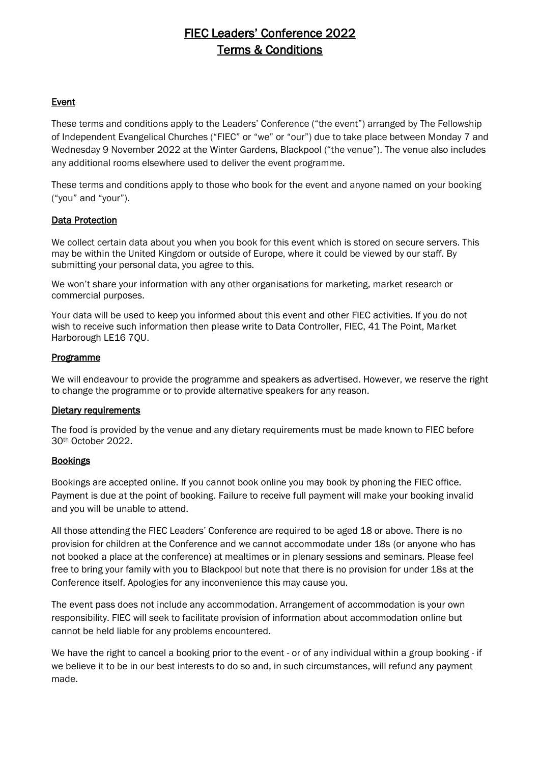# FIEC Leaders' Conference 2022
# Terms & Conditions

## Event

These terms and conditions apply to the Leaders' Conference ("the event") arranged by The Fellowship of Independent Evangelical Churches ("FIEC" or "we" or "our") due to take place between Monday 7 and Wednesday 9 November 2022 at the Winter Gardens, Blackpool ("the venue"). The venue also includes any additional rooms elsewhere used to deliver the event programme.

These terms and conditions apply to those who book for the event and anyone named on your booking ("you" and "your").

## Data Protection

We collect certain data about you when you book for this event which is stored on secure servers. This may be within the United Kingdom or outside of Europe, where it could be viewed by our staff. By submitting your personal data, you agree to this.

We won't share your information with any other organisations for marketing, market research or commercial purposes.

Your data will be used to keep you informed about this event and other FIEC activities. If you do not wish to receive such information then please write to Data Controller, FIEC, 41 The Point, Market Harborough LE16 7QU.

## Programme

We will endeavour to provide the programme and speakers as advertised. However, we reserve the right to change the programme or to provide alternative speakers for any reason.

## Dietary requirements

The food is provided by the venue and any dietary requirements must be made known to FIEC before 30th October 2022.

## Bookings

Bookings are accepted online. If you cannot book online you may book by phoning the FIEC office. Payment is due at the point of booking. Failure to receive full payment will make your booking invalid and you will be unable to attend.

All those attending the FIEC Leaders' Conference are required to be aged 18 or above. There is no provision for children at the Conference and we cannot accommodate under 18s (or anyone who has not booked a place at the conference) at mealtimes or in plenary sessions and seminars. Please feel free to bring your family with you to Blackpool but note that there is no provision for under 18s at the Conference itself. Apologies for any inconvenience this may cause you.

The event pass does not include any accommodation. Arrangement of accommodation is your own responsibility. FIEC will seek to facilitate provision of information about accommodation online but cannot be held liable for any problems encountered.

We have the right to cancel a booking prior to the event - or of any individual within a group booking - if we believe it to be in our best interests to do so and, in such circumstances, will refund any payment made.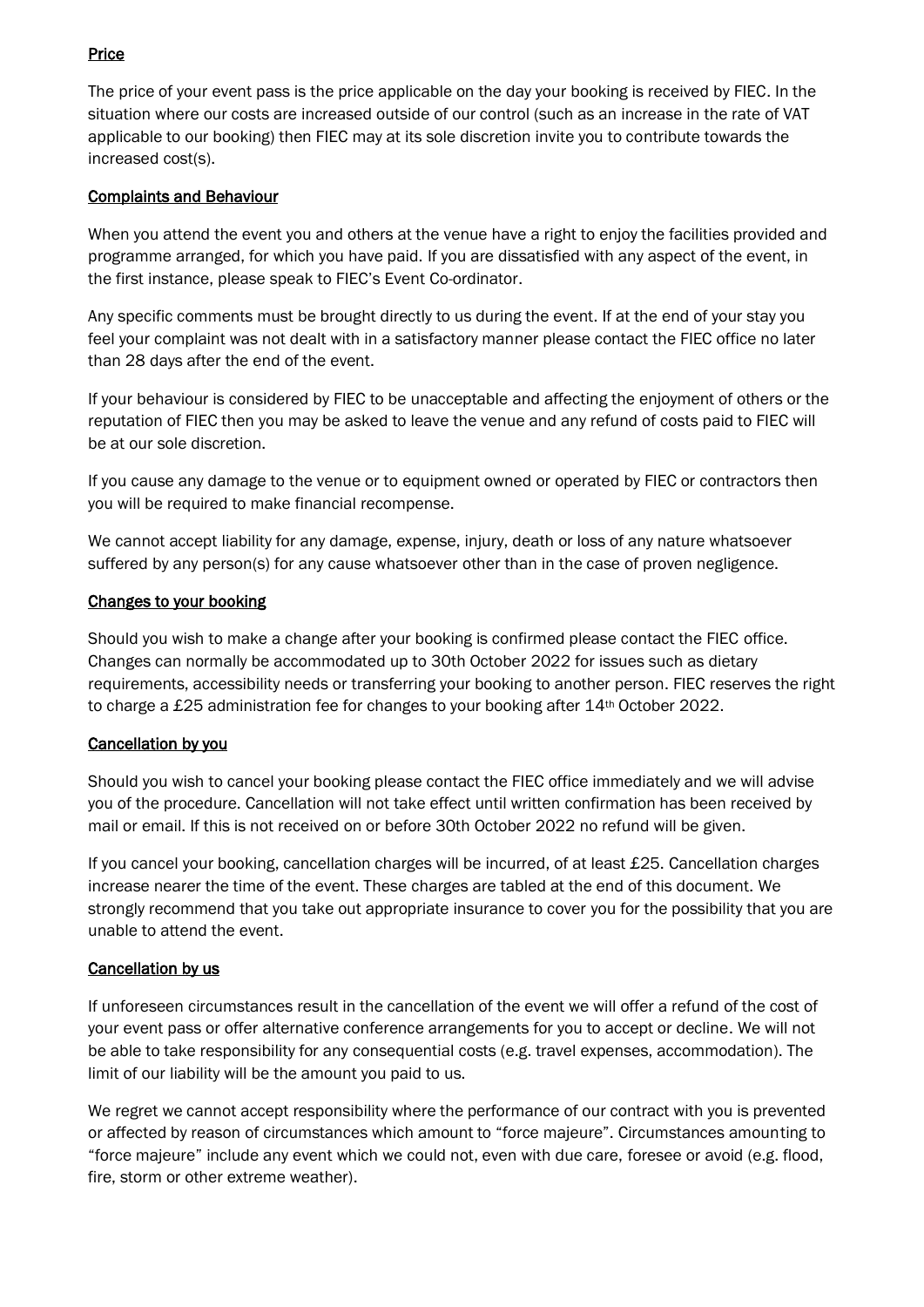## Price

The price of your event pass is the price applicable on the day your booking is received by FIEC. In the situation where our costs are increased outside of our control (such as an increase in the rate of VAT applicable to our booking) then FIEC may at its sole discretion invite you to contribute towards the increased cost(s).

## Complaints and Behaviour

When you attend the event you and others at the venue have a right to enjoy the facilities provided and programme arranged, for which you have paid. If you are dissatisfied with any aspect of the event, in the first instance, please speak to FIEC's Event Co-ordinator.

Any specific comments must be brought directly to us during the event. If at the end of your stay you feel your complaint was not dealt with in a satisfactory manner please contact the FIEC office no later than 28 days after the end of the event.

If your behaviour is considered by FIEC to be unacceptable and affecting the enjoyment of others or the reputation of FIEC then you may be asked to leave the venue and any refund of costs paid to FIEC will be at our sole discretion.

If you cause any damage to the venue or to equipment owned or operated by FIEC or contractors then you will be required to make financial recompense.

We cannot accept liability for any damage, expense, injury, death or loss of any nature whatsoever suffered by any person(s) for any cause whatsoever other than in the case of proven negligence.

## Changes to your booking

Should you wish to make a change after your booking is confirmed please contact the FIEC office. Changes can normally be accommodated up to 30th October 2022 for issues such as dietary requirements, accessibility needs or transferring your booking to another person. FIEC reserves the right to charge a £25 administration fee for changes to your booking after 14th October 2022.

## Cancellation by you

Should you wish to cancel your booking please contact the FIEC office immediately and we will advise you of the procedure. Cancellation will not take effect until written confirmation has been received by mail or email. If this is not received on or before 30th October 2022 no refund will be given.

If you cancel your booking, cancellation charges will be incurred, of at least £25. Cancellation charges increase nearer the time of the event. These charges are tabled at the end of this document. We strongly recommend that you take out appropriate insurance to cover you for the possibility that you are unable to attend the event.

## Cancellation by us

If unforeseen circumstances result in the cancellation of the event we will offer a refund of the cost of your event pass or offer alternative conference arrangements for you to accept or decline. We will not be able to take responsibility for any consequential costs (e.g. travel expenses, accommodation). The limit of our liability will be the amount you paid to us.

We regret we cannot accept responsibility where the performance of our contract with you is prevented or affected by reason of circumstances which amount to "force majeure". Circumstances amounting to "force majeure" include any event which we could not, even with due care, foresee or avoid (e.g. flood, fire, storm or other extreme weather).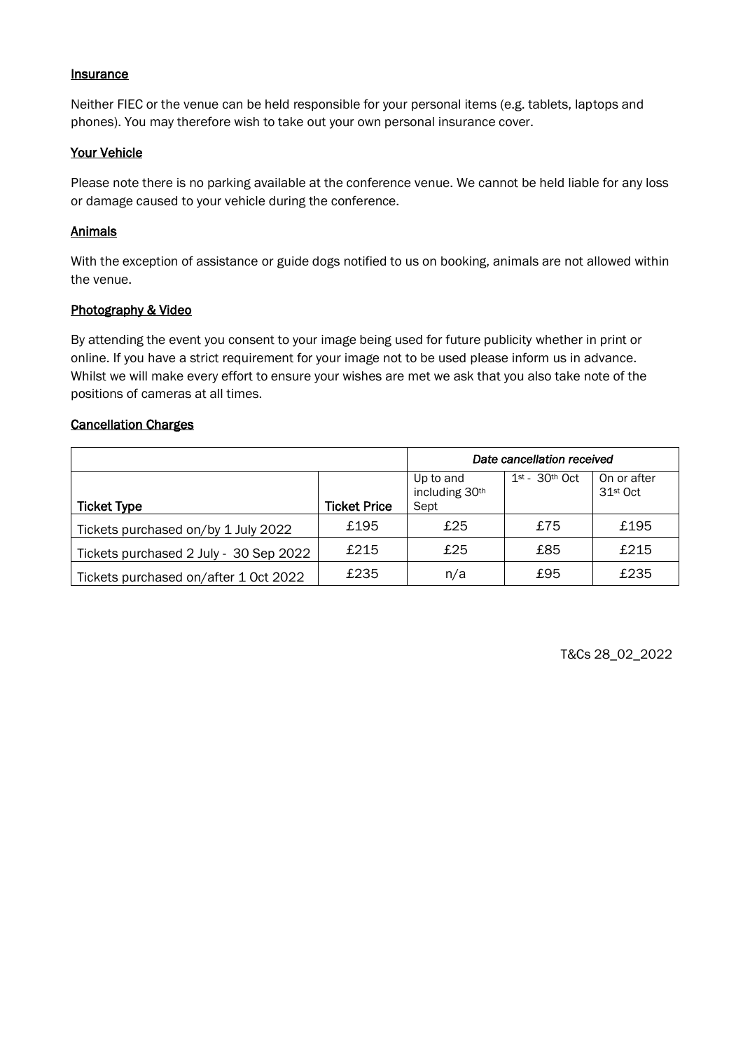## Insurance

Neither FIEC or the venue can be held responsible for your personal items (e.g. tablets, laptops and phones). You may therefore wish to take out your own personal insurance cover.

## Your Vehicle

Please note there is no parking available at the conference venue. We cannot be held liable for any loss or damage caused to your vehicle during the conference.

## Animals

With the exception of assistance or guide dogs notified to us on booking, animals are not allowed within the venue.

## Photography & Video

By attending the event you consent to your image being used for future publicity whether in print or online. If you have a strict requirement for your image not to be used please inform us in advance. Whilst we will make every effort to ensure your wishes are met we ask that you also take note of the positions of cameras at all times.

## Cancellation Charges

| | | *Date cancellation received* | | |
|---|---|---|---|---|
| **Ticket Type** | **Ticket Price** | Up to and including 30th Sept | 1st - 30th Oct | On or after 31st Oct |
| Tickets purchased on/by 1 July 2022 | £195 | £25 | £75 | £195 |
| Tickets purchased 2 July - 30 Sep 2022 | £215 | £25 | £85 | £215 |
| Tickets purchased on/after 1 Oct 2022 | £235 | n/a | £95 | £235 |

T&Cs 28_02_2022